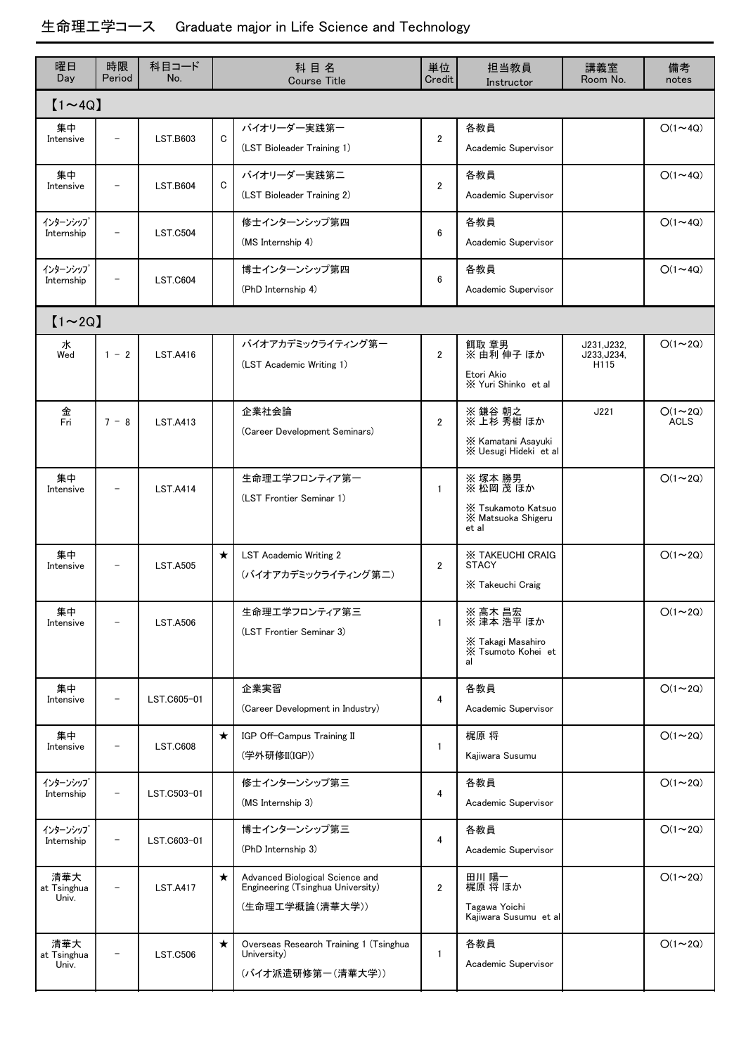# 生命理工学コース　Graduate major in Life Science and Technology

| 曜日 Day | 時限 Period | 科目コード No. | | 科目名 Course Title | 単位 Credit | 担当教員 Instructor | 講義室 Room No. | 備考 notes |
|---|---|---|---|---|---|---|---|---|
| **【1～4Q】** | | | | | | | | |
| 集中 Intensive | － | LST.B603 | C | バイオリーダー実践第一 (LST Bioleader Training 1) | 2 | 各教員 Academic Supervisor | | ○(1～4Q) |
| 集中 Intensive | － | LST.B604 | C | バイオリーダー実践第二 (LST Bioleader Training 2) | 2 | 各教員 Academic Supervisor | | ○(1～4Q) |
| インターンシップ Internship | － | LST.C504 | | 修士インターンシップ第四 (MS Internship 4) | 6 | 各教員 Academic Supervisor | | ○(1～4Q) |
| インターンシップ Internship | － | LST.C604 | | 博士インターンシップ第四 (PhD Internship 4) | 6 | 各教員 Academic Supervisor | | ○(1～4Q) |
| **【1～2Q】** | | | | | | | | |
| 水 Wed | 1 － 2 | LST.A416 | | バイオアカデミックライティング第一 (LST Academic Writing 1) | 2 | 餌取 章男 ※ 由利 伸子 ほか Etori Akio ※ Yuri Shinko et al | J231,J232, J233,J234, H115 | ○(1～2Q) |
| 金 Fri | 7 － 8 | LST.A413 | | 企業社会論 (Career Development Seminars) | 2 | ※ 鎌谷 朝之 ※ 上杉 秀樹 ほか ※ Kamatani Asayuki ※ Uesugi Hideki et al | J221 | ○(1～2Q) ACLS |
| 集中 Intensive | － | LST.A414 | | 生命理工学フロンティア第一 (LST Frontier Seminar 1) | 1 | ※ 塚本 勝男 ※ 松岡 茂 ほか ※ Tsukamoto Katsuo ※ Matsuoka Shigeru et al | | ○(1～2Q) |
| 集中 Intensive | － | LST.A505 | ★ | LST Academic Writing 2 (バイオアカデミックライティング第二) | 2 | ※ TAKEUCHI CRAIG STACY ※ Takeuchi Craig | | ○(1～2Q) |
| 集中 Intensive | － | LST.A506 | | 生命理工学フロンティア第三 (LST Frontier Seminar 3) | 1 | ※ 高木 昌宏 ※ 津本 浩平 ほか ※ Takagi Masahiro ※ Tsumoto Kohei et al | | ○(1～2Q) |
| 集中 Intensive | － | LST.C605-01 | | 企業実習 (Career Development in Industry) | 4 | 各教員 Academic Supervisor | | ○(1～2Q) |
| 集中 Intensive | － | LST.C608 | ★ | IGP Off-Campus Training II (学外研修II(IGP)) | 1 | 梶原 将 Kajiwara Susumu | | ○(1～2Q) |
| インターンシップ Internship | － | LST.C503-01 | | 修士インターンシップ第三 (MS Internship 3) | 4 | 各教員 Academic Supervisor | | ○(1～2Q) |
| インターンシップ Internship | － | LST.C603-01 | | 博士インターンシップ第三 (PhD Internship 3) | 4 | 各教員 Academic Supervisor | | ○(1～2Q) |
| 清華大 at Tsinghua Univ. | － | LST.A417 | ★ | Advanced Biological Science and Engineering (Tsinghua University) (生命理工学概論(清華大学)) | 2 | 田川 陽一 梶原 将 ほか Tagawa Yoichi Kajiwara Susumu et al | | ○(1～2Q) |
| 清華大 at Tsinghua Univ. | － | LST.C506 | ★ | Overseas Research Training 1 (Tsinghua University) (バイオ派遣研修第一(清華大学)) | 1 | 各教員 Academic Supervisor | | ○(1～2Q) |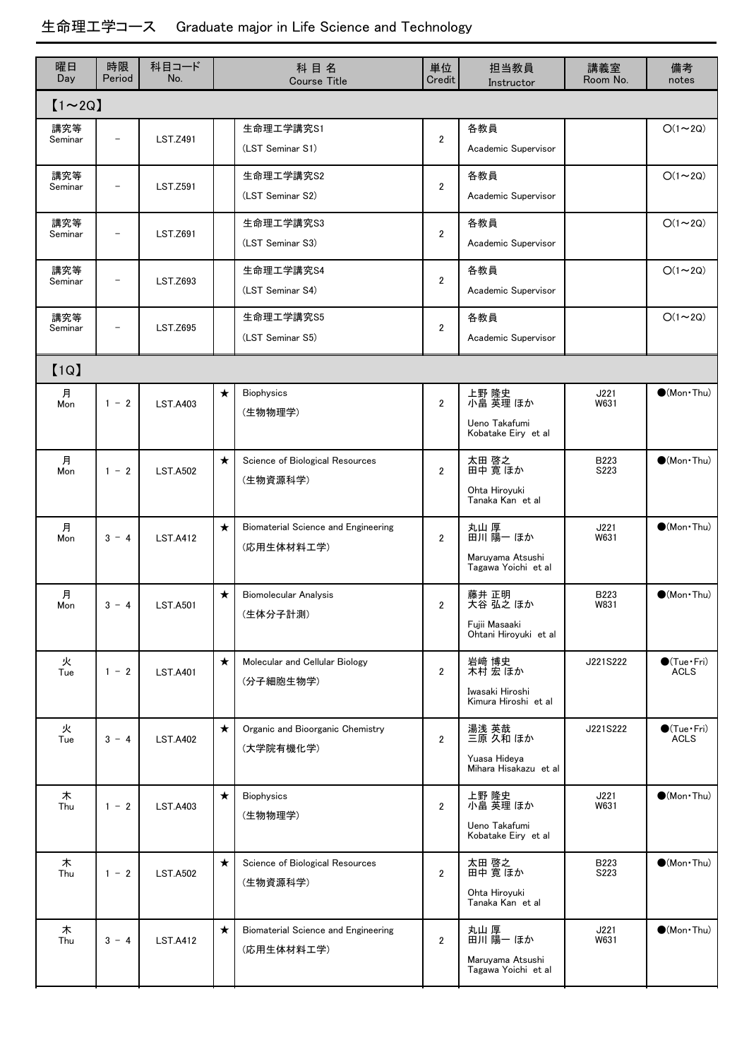## 生命理工学コース　Graduate major in Life Science and Technology

| 曜日 Day | 時限 Period | 科目コード No. | | 科 目 名 Course Title | 単位 Credit | 担当教員 Instructor | 講義室 Room No. | 備考 notes |
|---|---|---|---|---|---|---|---|---|
| 【1～2Q】 | | | | | | | | |
| 講究等 Seminar | － | LST.Z491 | | 生命理工学講究S1 (LST Seminar S1) | 2 | 各教員 Academic Supervisor | | ○(1～2Q) |
| 講究等 Seminar | － | LST.Z591 | | 生命理工学講究S2 (LST Seminar S2) | 2 | 各教員 Academic Supervisor | | ○(1～2Q) |
| 講究等 Seminar | － | LST.Z691 | | 生命理工学講究S3 (LST Seminar S3) | 2 | 各教員 Academic Supervisor | | ○(1～2Q) |
| 講究等 Seminar | － | LST.Z693 | | 生命理工学講究S4 (LST Seminar S4) | 2 | 各教員 Academic Supervisor | | ○(1～2Q) |
| 講究等 Seminar | － | LST.Z695 | | 生命理工学講究S5 (LST Seminar S5) | 2 | 各教員 Academic Supervisor | | ○(1～2Q) |
| 【1Q】 | | | | | | | | |
| 月 Mon | 1 - 2 | LST.A403 | ★ | Biophysics (生物物理学) | 2 | 上野 隆史 小畠 英理 ほか Ueno Takafumi Kobatake Eiry et al | J221 W631 | ●(Mon・Thu) |
| 月 Mon | 1 - 2 | LST.A502 | ★ | Science of Biological Resources (生物資源科学) | 2 | 太田 啓之 田中 寛 ほか Ohta Hiroyuki Tanaka Kan et al | B223 S223 | ●(Mon・Thu) |
| 月 Mon | 3 - 4 | LST.A412 | ★ | Biomaterial Science and Engineering (応用生体材料工学) | 2 | 丸山 厚 田川 陽一 ほか Maruyama Atsushi Tagawa Yoichi et al | J221 W631 | ●(Mon・Thu) |
| 月 Mon | 3 - 4 | LST.A501 | ★ | Biomolecular Analysis (生体分子計測) | 2 | 藤井 正明 大谷 弘之 ほか Fujii Masaaki Ohtani Hiroyuki et al | B223 W831 | ●(Mon・Thu) |
| 火 Tue | 1 - 2 | LST.A401 | ★ | Molecular and Cellular Biology (分子細胞生物学) | 2 | 岩崎 博史 木村 宏 ほか Iwasaki Hiroshi Kimura Hiroshi et al | J221S222 | ●(Tue・Fri) ACLS |
| 火 Tue | 3 - 4 | LST.A402 | ★ | Organic and Bioorganic Chemistry (大学院有機化学) | 2 | 湯浅 英哉 三原 久和 ほか Yuasa Hideya Mihara Hisakazu et al | J221S222 | ●(Tue・Fri) ACLS |
| 木 Thu | 1 - 2 | LST.A403 | ★ | Biophysics (生物物理学) | 2 | 上野 隆史 小畠 英理 ほか Ueno Takafumi Kobatake Eiry et al | J221 W631 | ●(Mon・Thu) |
| 木 Thu | 1 - 2 | LST.A502 | ★ | Science of Biological Resources (生物資源科学) | 2 | 太田 啓之 田中 寛 ほか Ohta Hiroyuki Tanaka Kan et al | B223 S223 | ●(Mon・Thu) |
| 木 Thu | 3 - 4 | LST.A412 | ★ | Biomaterial Science and Engineering (応用生体材料工学) | 2 | 丸山 厚 田川 陽一 ほか Maruyama Atsushi Tagawa Yoichi et al | J221 W631 | ●(Mon・Thu) |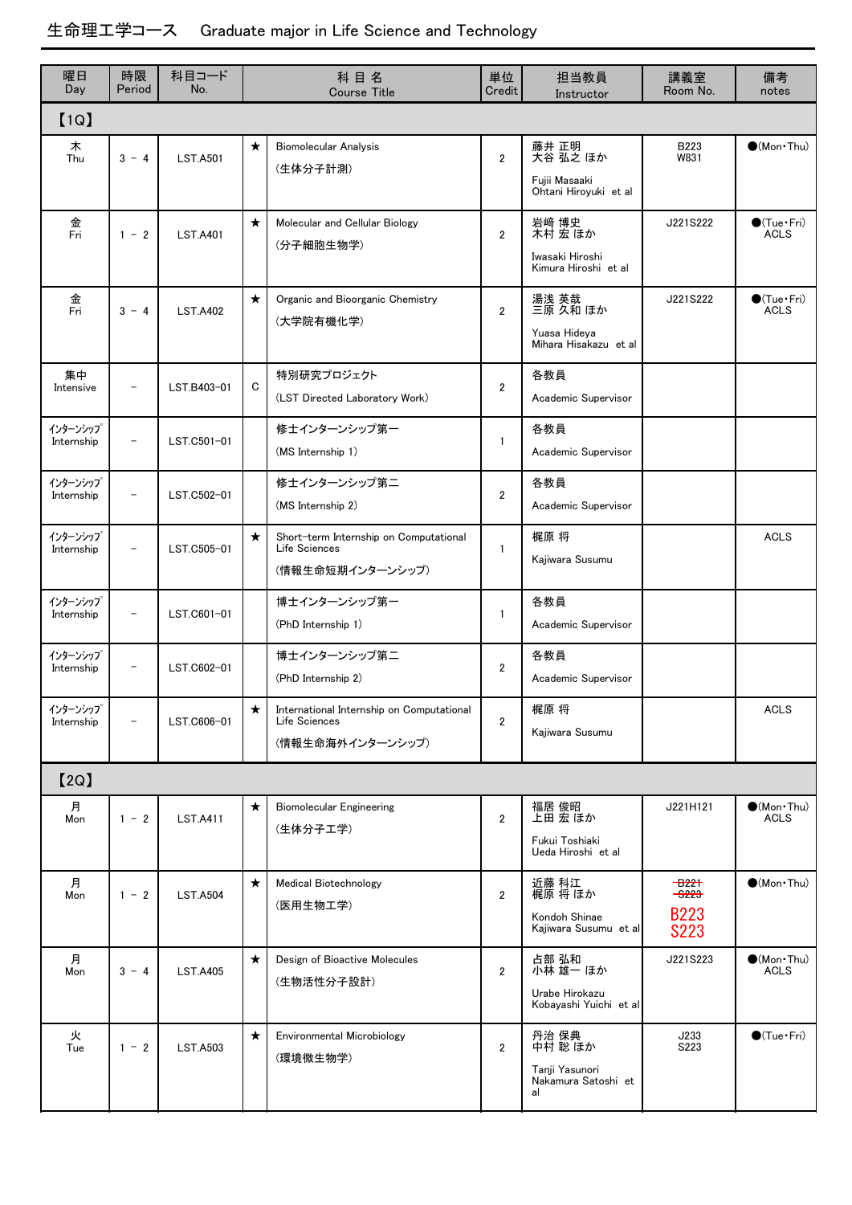# 生命理工学コース　Graduate major in Life Science and Technology

| 曜日 Day | 時限 Period | 科目コード No. | | 科 目 名 Course Title | 単位 Credit | 担当教員 Instructor | 講義室 Room No. | 備考 notes |
|---|---|---|---|---|---|---|---|---|
| 【1Q】 | | | | | | | | |
| 木 Thu | 3 － 4 | LST.A501 | ★ | Biomolecular Analysis (生体分子計測) | 2 | 藤井 正明 大谷 弘之 ほか Fujii Masaaki Ohtani Hiroyuki et al | B223 W831 | ●(Mon・Thu) |
| 金 Fri | 1 － 2 | LST.A401 | ★ | Molecular and Cellular Biology (分子細胞生物学) | 2 | 岩崎 博史 木村 宏 ほか Iwasaki Hiroshi Kimura Hiroshi et al | J221S222 | ●(Tue・Fri) ACLS |
| 金 Fri | 3 － 4 | LST.A402 | ★ | Organic and Bioorganic Chemistry (大学院有機化学) | 2 | 湯浅 英哉 三原 久和 ほか Yuasa Hideya Mihara Hisakazu et al | J221S222 | ●(Tue・Fri) ACLS |
| 集中 Intensive | － | LST.B403-01 | C | 特別研究プロジェクト (LST Directed Laboratory Work) | 2 | 各教員 Academic Supervisor | | |
| ｲﾝﾀｰﾝｼｯﾌﾟ Internship | － | LST.C501-01 | | 修士インターンシップ第一 (MS Internship 1) | 1 | 各教員 Academic Supervisor | | |
| ｲﾝﾀｰﾝｼｯﾌﾟ Internship | － | LST.C502-01 | | 修士インターンシップ第二 (MS Internship 2) | 2 | 各教員 Academic Supervisor | | |
| ｲﾝﾀｰﾝｼｯﾌﾟ Internship | － | LST.C505-01 | ★ | Short-term Internship on Computational Life Sciences (情報生命短期インターンシップ) | 1 | 梶原 将 Kajiwara Susumu | | ACLS |
| ｲﾝﾀｰﾝｼｯﾌﾟ Internship | － | LST.C601-01 | | 博士インターンシップ第一 (PhD Internship 1) | 1 | 各教員 Academic Supervisor | | |
| ｲﾝﾀｰﾝｼｯﾌﾟ Internship | － | LST.C602-01 | | 博士インターンシップ第二 (PhD Internship 2) | 2 | 各教員 Academic Supervisor | | |
| ｲﾝﾀｰﾝｼｯﾌﾟ Internship | － | LST.C606-01 | ★ | International Internship on Computational Life Sciences (情報生命海外インターンシップ) | 2 | 梶原 将 Kajiwara Susumu | | ACLS |
| 【2Q】 | | | | | | | | |
| 月 Mon | 1 － 2 | LST.A411 | ★ | Biomolecular Engineering (生体分子工学) | 2 | 福居 俊昭 上田 宏 ほか Fukui Toshiaki Ueda Hiroshi et al | J221H121 | ●(Mon・Thu) ACLS |
| 月 Mon | 1 － 2 | LST.A504 | ★ | Medical Biotechnology (医用生物工学) | 2 | 近藤 科江 梶原 将 ほか Kondoh Shinae Kajiwara Susumu et al | ~~B221~~ ~~S223~~ B223 S223 | ●(Mon・Thu) |
| 月 Mon | 3 － 4 | LST.A405 | ★ | Design of Bioactive Molecules (生物活性分子設計) | 2 | 占部 弘和 小林 雄一 ほか Urabe Hirokazu Kobayashi Yuichi et al | J221S223 | ●(Mon・Thu) ACLS |
| 火 Tue | 1 － 2 | LST.A503 | ★ | Environmental Microbiology (環境微生物学) | 2 | 丹治 保典 中村 聡 ほか Tanji Yasunori Nakamura Satoshi et al | J233 S223 | ●(Tue・Fri) |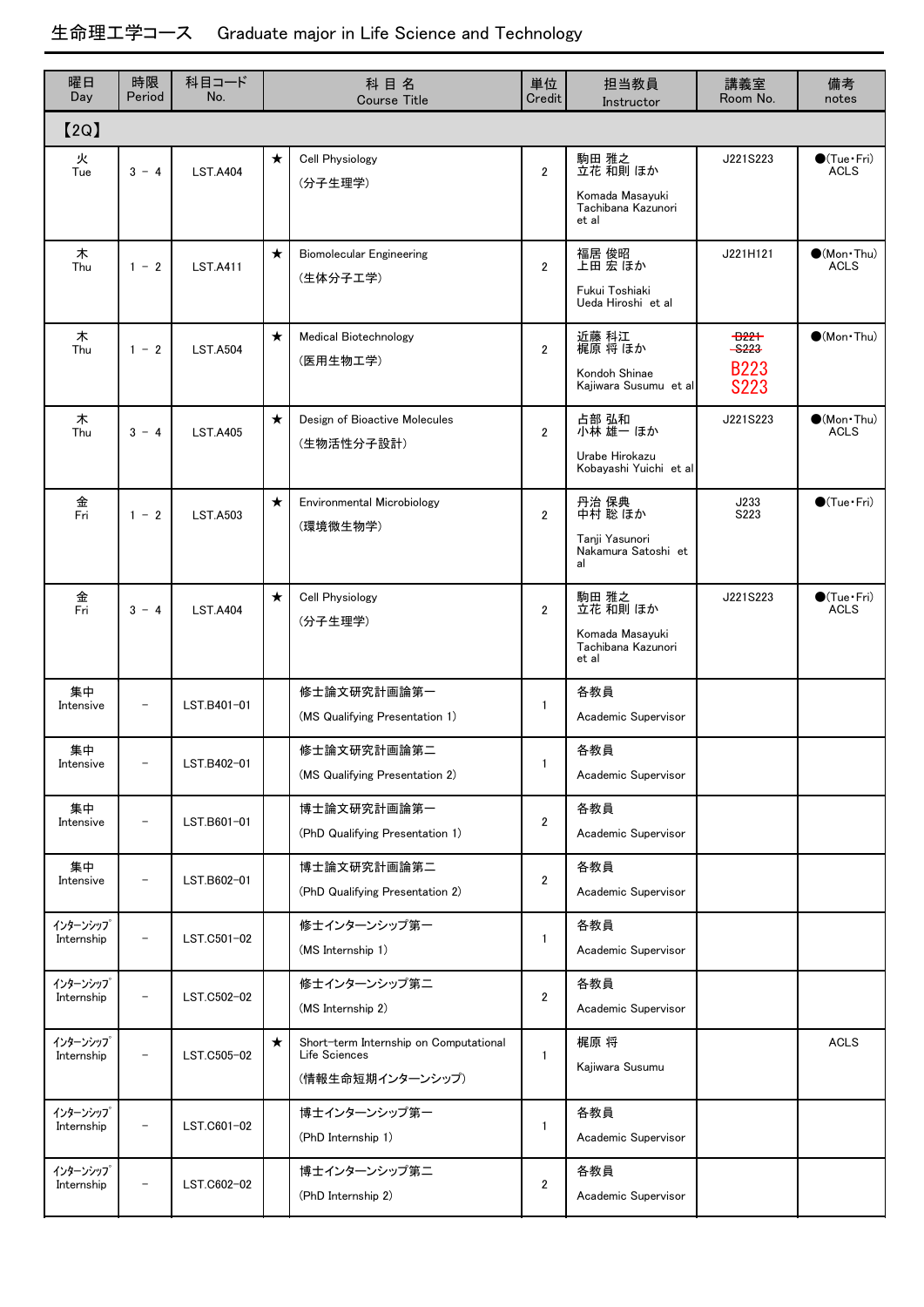## 生命理工学コース　Graduate major in Life Science and Technology

| 曜日 Day | 時限 Period | 科目コード No. | | 科 目 名 Course Title | 単位 Credit | 担当教員 Instructor | 講義室 Room No. | 備考 notes |
|---|---|---|---|---|---|---|---|---|
| 【2Q】 | | | | | | | | |
| 火 Tue | 3 － 4 | LST.A404 | ★ | Cell Physiology (分子生理学) | 2 | 駒田 雅之 立花 和則 ほか Komada Masayuki Tachibana Kazunori et al | J221S223 | ●(Tue・Fri) ACLS |
| 木 Thu | 1 － 2 | LST.A411 | ★ | Biomolecular Engineering (生体分子工学) | 2 | 福居 俊昭 上田 宏 ほか Fukui Toshiaki Ueda Hiroshi et al | J221H121 | ●(Mon・Thu) ACLS |
| 木 Thu | 1 － 2 | LST.A504 | ★ | Medical Biotechnology (医用生物工学) | 2 | 近藤 科江 梶原 将 ほか Kondoh Shinae Kajiwara Susumu et al | ~~B221 S223~~ B223 S223 | ●(Mon・Thu) |
| 木 Thu | 3 － 4 | LST.A405 | ★ | Design of Bioactive Molecules (生物活性分子設計) | 2 | 占部 弘和 小林 雄一 ほか Urabe Hirokazu Kobayashi Yuichi et al | J221S223 | ●(Mon・Thu) ACLS |
| 金 Fri | 1 － 2 | LST.A503 | ★ | Environmental Microbiology (環境微生物学) | 2 | 丹治 保典 中村 聡 ほか Tanji Yasunori Nakamura Satoshi et al | J233 S223 | ●(Tue・Fri) |
| 金 Fri | 3 － 4 | LST.A404 | ★ | Cell Physiology (分子生理学) | 2 | 駒田 雅之 立花 和則 ほか Komada Masayuki Tachibana Kazunori et al | J221S223 | ●(Tue・Fri) ACLS |
| 集中 Intensive | － | LST.B401-01 | | 修士論文研究計画論第一 (MS Qualifying Presentation 1) | 1 | 各教員 Academic Supervisor | | |
| 集中 Intensive | － | LST.B402-01 | | 修士論文研究計画論第二 (MS Qualifying Presentation 2) | 1 | 各教員 Academic Supervisor | | |
| 集中 Intensive | － | LST.B601-01 | | 博士論文研究計画論第一 (PhD Qualifying Presentation 1) | 2 | 各教員 Academic Supervisor | | |
| 集中 Intensive | － | LST.B602-01 | | 博士論文研究計画論第二 (PhD Qualifying Presentation 2) | 2 | 各教員 Academic Supervisor | | |
| ｲﾝﾀｰﾝｼｯﾌﾟ Internship | － | LST.C501-02 | | 修士インターンシップ第一 (MS Internship 1) | 1 | 各教員 Academic Supervisor | | |
| ｲﾝﾀｰﾝｼｯﾌﾟ Internship | － | LST.C502-02 | | 修士インターンシップ第二 (MS Internship 2) | 2 | 各教員 Academic Supervisor | | |
| ｲﾝﾀｰﾝｼｯﾌﾟ Internship | － | LST.C505-02 | ★ | Short-term Internship on Computational Life Sciences (情報生命短期インターンシップ) | 1 | 梶原 将 Kajiwara Susumu | | ACLS |
| ｲﾝﾀｰﾝｼｯﾌﾟ Internship | － | LST.C601-02 | | 博士インターンシップ第一 (PhD Internship 1) | 1 | 各教員 Academic Supervisor | | |
| ｲﾝﾀｰﾝｼｯﾌﾟ Internship | － | LST.C602-02 | | 博士インターンシップ第二 (PhD Internship 2) | 2 | 各教員 Academic Supervisor | | |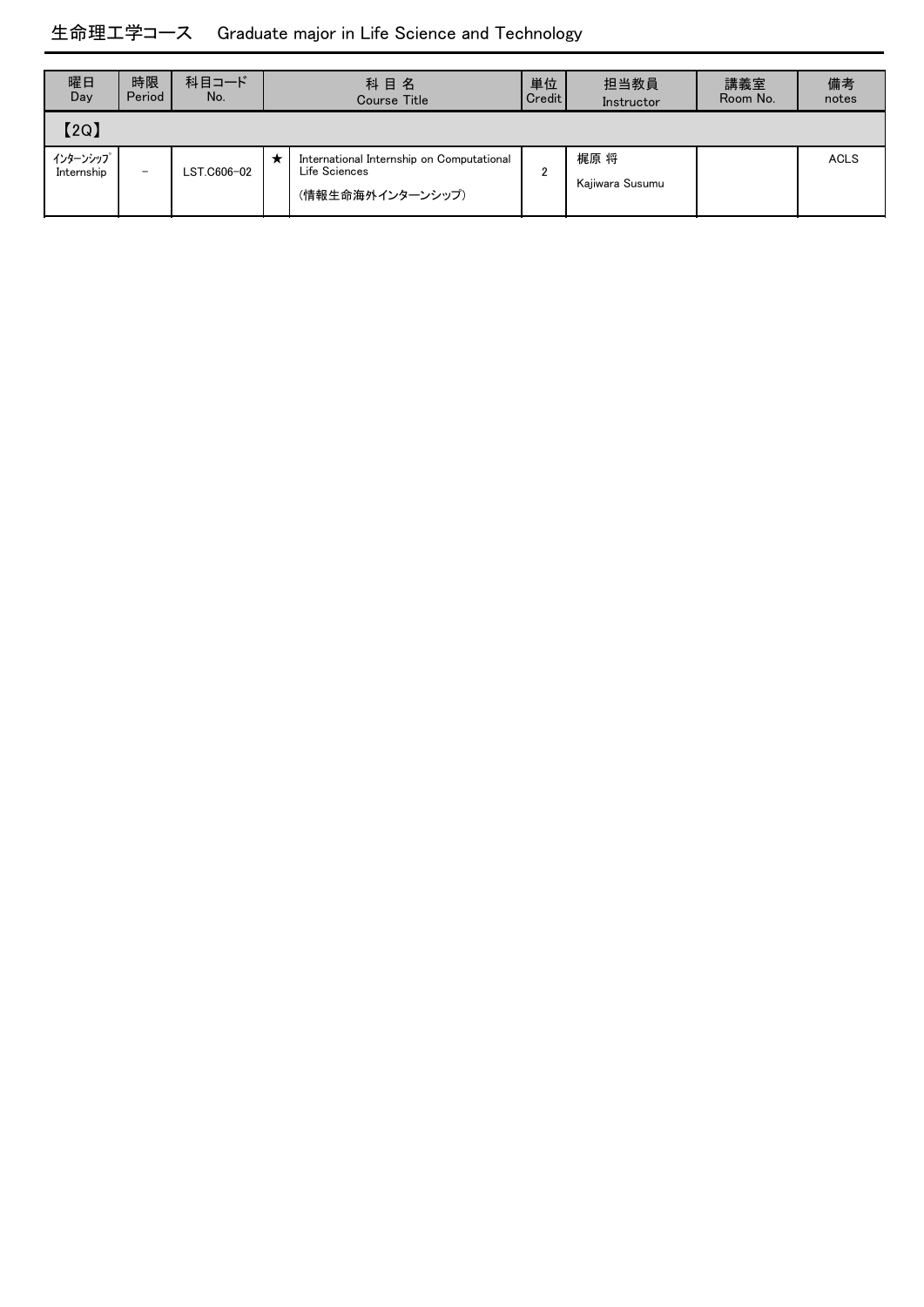# 生命理工学コース　Graduate major in Life Science and Technology

| 曜日 Day | 時限 Period | 科目コード No. | | 科 目 名 Course Title | 単位 Credit | 担当教員 Instructor | 講義室 Room No. | 備考 notes |
|---|---|---|---|---|---|---|---|---|
| 【2Q】 | | | | | | | | |
| ｲﾝﾀｰﾝｼｯﾌﾟ Internship | − | LST.C606-02 | ★ | International Internship on Computational Life Sciences (情報生命海外インターンシップ) | 2 | 梶原 将 Kajiwara Susumu | | ACLS |